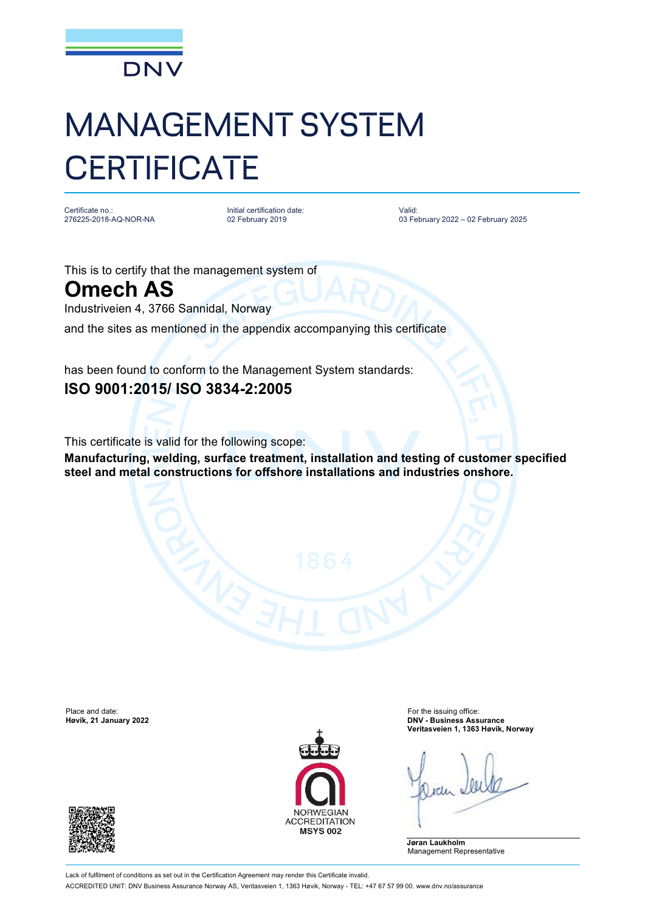DNV

# MANAGEMENT SYSTEM CERTIFICATE

| Certificate no.: | Initial certification date: | Valid: |
|---|---|---|
| 276225-2018-AQ-NOR-NA | 02 February 2019 | 03 February 2022 – 02 February 2025 |

This is to certify that the management system of

## Omech AS

Industriveien 4, 3766 Sannidal, Norway

and the sites as mentioned in the appendix accompanying this certificate

has been found to conform to the Management System standards:

### ISO 9001:2015/ ISO 3834-2:2005

This certificate is valid for the following scope:

**Manufacturing, welding, surface treatment, installation and testing of customer specified steel and metal constructions for offshore installations and industries onshore.**

Place and date:
**Høvik, 21 January 2022**

For the issuing office:
**DNV - Business Assurance**
**Veritasveien 1, 1363 Høvik, Norway**

NORWEGIAN ACCREDITATION
**MSYS 002**

**Jøran Laukholm**
Management Representative

Lack of fulfilment of conditions as set out in the Certification Agreement may render this Certificate invalid.

ACCREDITED UNIT: DNV Business Assurance Norway AS, Veritasveien 1, 1363 Høvik, Norway - TEL: +47 67 57 99 00. www.dnv.no/assurance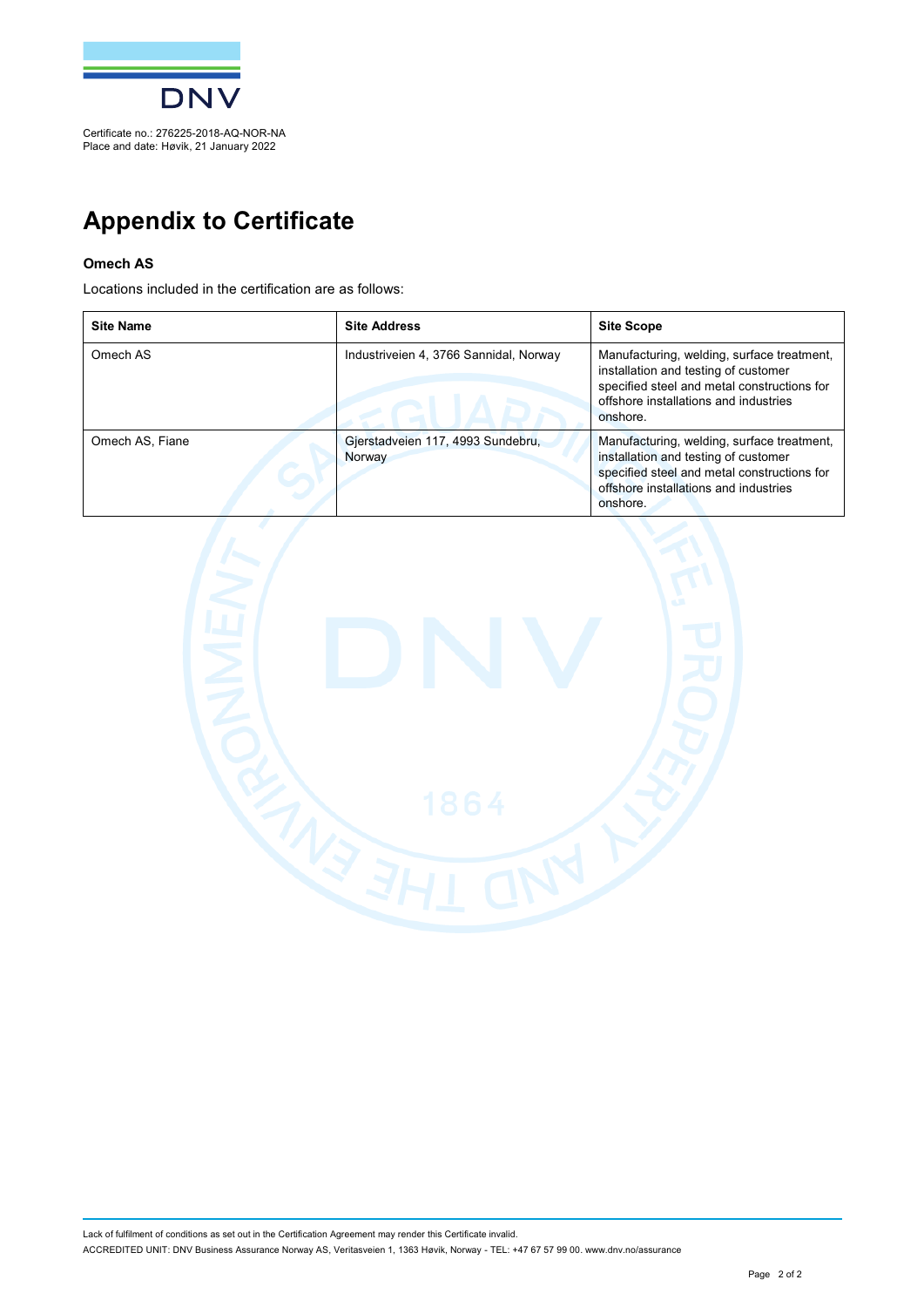Certificate no.: 276225-2018-AQ-NOR-NA
Place and date: Høvik, 21 January 2022

# Appendix to Certificate

**Omech AS**

Locations included in the certification are as follows:

| Site Name | Site Address | Site Scope |
|---|---|---|
| Omech AS | Industriveien 4, 3766 Sannidal, Norway | Manufacturing, welding, surface treatment, installation and testing of customer specified steel and metal constructions for offshore installations and industries onshore. |
| Omech AS, Fiane | Gjerstadveien 117, 4993 Sundebru, Norway | Manufacturing, welding, surface treatment, installation and testing of customer specified steel and metal constructions for offshore installations and industries onshore. |

Lack of fulfilment of conditions as set out in the Certification Agreement may render this Certificate invalid.

ACCREDITED UNIT: DNV Business Assurance Norway AS, Veritasveien 1, 1363 Høvik, Norway - TEL: +47 67 57 99 00. www.dnv.no/assurance